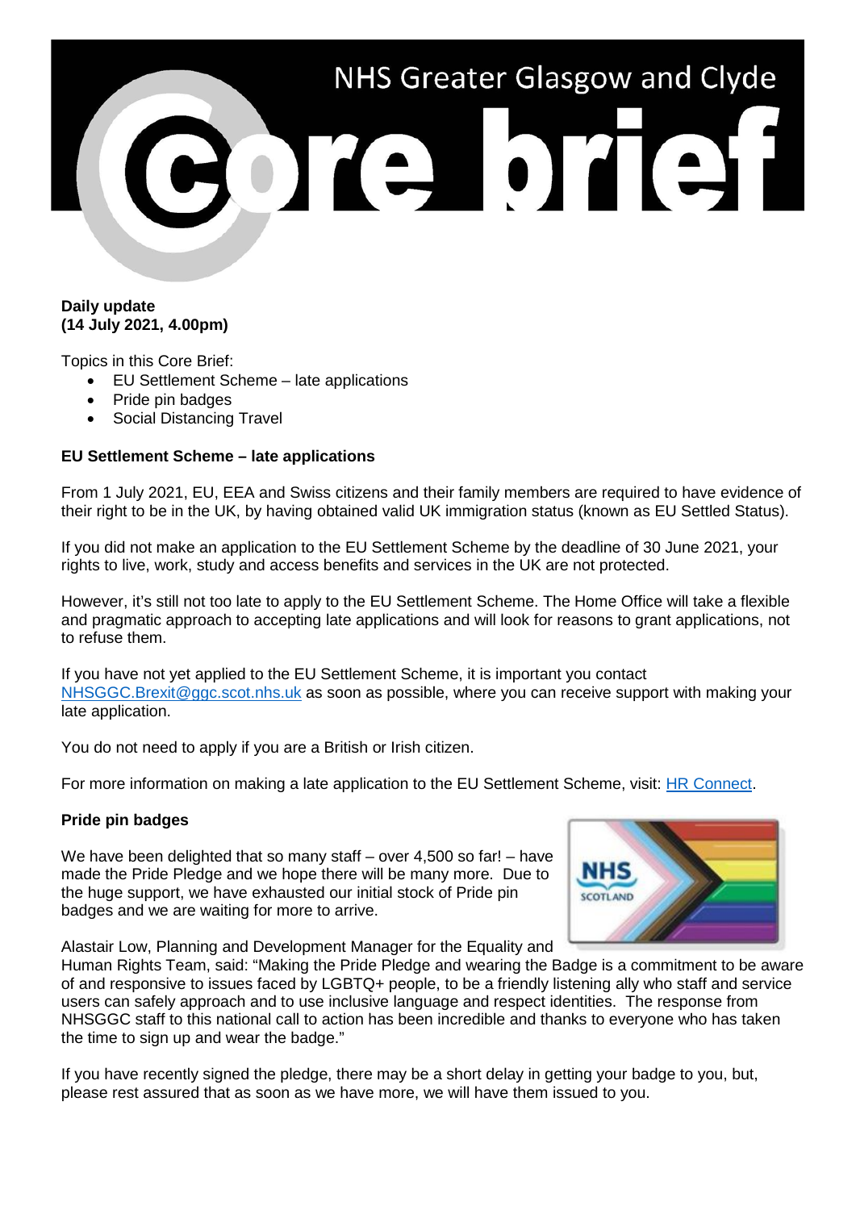# NHS Greater Glasgow and Clyde Core brief

**Daily update**
**(14 July 2021, 4.00pm)**

Topics in this Core Brief:

- EU Settlement Scheme – late applications
- Pride pin badges
- Social Distancing Travel

**EU Settlement Scheme – late applications**

From 1 July 2021, EU, EEA and Swiss citizens and their family members are required to have evidence of their right to be in the UK, by having obtained valid UK immigration status (known as EU Settled Status).

If you did not make an application to the EU Settlement Scheme by the deadline of 30 June 2021, your rights to live, work, study and access benefits and services in the UK are not protected.

However, it's still not too late to apply to the EU Settlement Scheme. The Home Office will take a flexible and pragmatic approach to accepting late applications and will look for reasons to grant applications, not to refuse them.

If you have not yet applied to the EU Settlement Scheme, it is important you contact NHSGGC.Brexit@ggc.scot.nhs.uk as soon as possible, where you can receive support with making your late application.

You do not need to apply if you are a British or Irish citizen.

For more information on making a late application to the EU Settlement Scheme, visit: HR Connect.

**Pride pin badges**

We have been delighted that so many staff – over 4,500 so far! – have made the Pride Pledge and we hope there will be many more. Due to the huge support, we have exhausted our initial stock of Pride pin badges and we are waiting for more to arrive.

Alastair Low, Planning and Development Manager for the Equality and Human Rights Team, said: "Making the Pride Pledge and wearing the Badge is a commitment to be aware of and responsive to issues faced by LGBTQ+ people, to be a friendly listening ally who staff and service users can safely approach and to use inclusive language and respect identities. The response from NHSGGC staff to this national call to action has been incredible and thanks to everyone who has taken the time to sign up and wear the badge."

If you have recently signed the pledge, there may be a short delay in getting your badge to you, but, please rest assured that as soon as we have more, we will have them issued to you.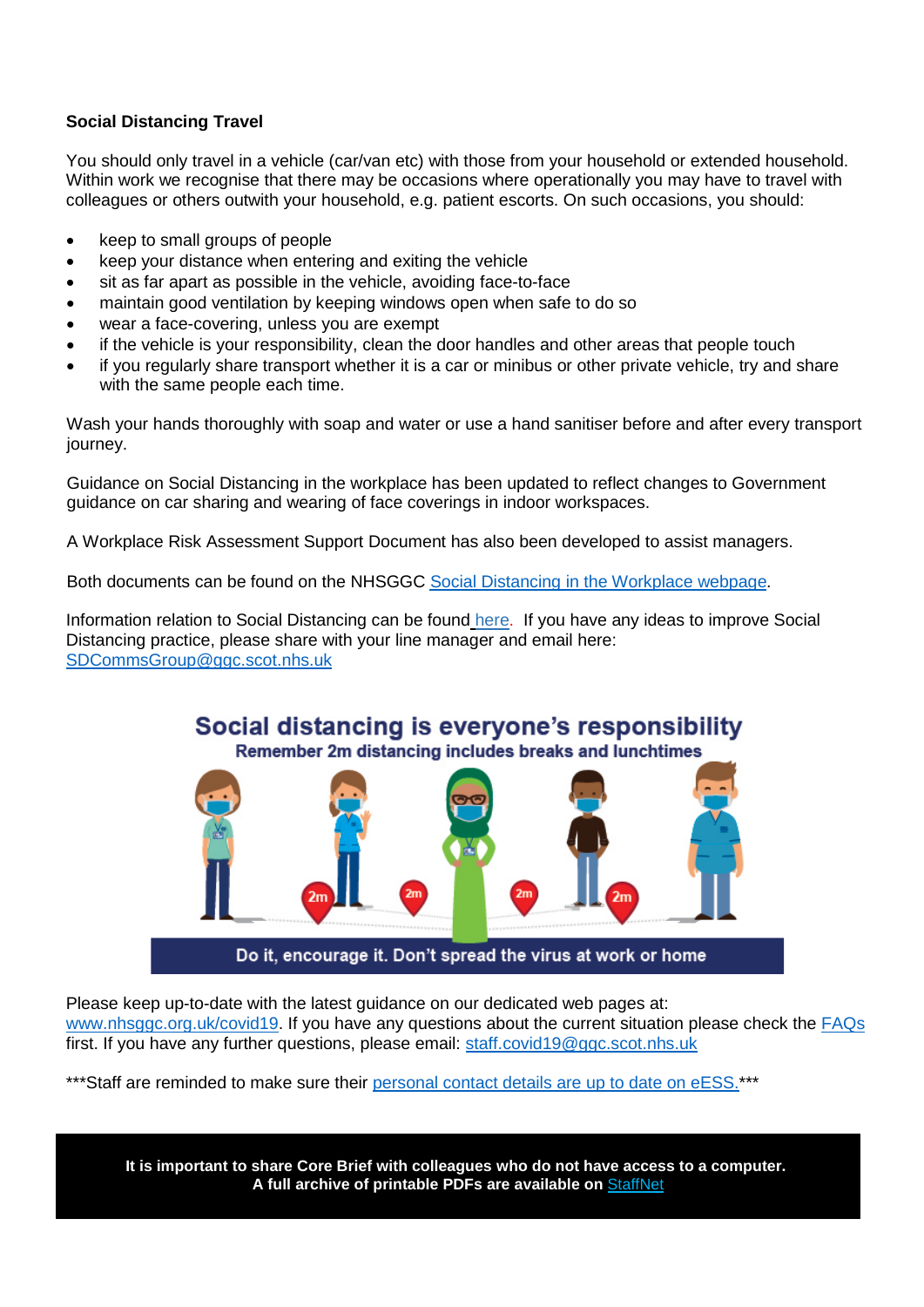**Social Distancing Travel**

You should only travel in a vehicle (car/van etc) with those from your household or extended household. Within work we recognise that there may be occasions where operationally you may have to travel with colleagues or others outwith your household, e.g. patient escorts. On such occasions, you should:

- keep to small groups of people
- keep your distance when entering and exiting the vehicle
- sit as far apart as possible in the vehicle, avoiding face-to-face
- maintain good ventilation by keeping windows open when safe to do so
- wear a face-covering, unless you are exempt
- if the vehicle is your responsibility, clean the door handles and other areas that people touch
- if you regularly share transport whether it is a car or minibus or other private vehicle, try and share with the same people each time.

Wash your hands thoroughly with soap and water or use a hand sanitiser before and after every transport journey.

Guidance on Social Distancing in the workplace has been updated to reflect changes to Government guidance on car sharing and wearing of face coverings in indoor workspaces.

A Workplace Risk Assessment Support Document has also been developed to assist managers.

Both documents can be found on the NHSGGC Social Distancing in the Workplace webpage.

Information relation to Social Distancing can be found here. If you have any ideas to improve Social Distancing practice, please share with your line manager and email here: SDCommsGroup@ggc.scot.nhs.uk

Social distancing is everyone's responsibility

Remember 2m distancing includes breaks and lunchtimes

2m

2m

2m

2m

Do it, encourage it. Don't spread the virus at work or home

Please keep up-to-date with the latest guidance on our dedicated web pages at: www.nhsggc.org.uk/covid19. If you have any questions about the current situation please check the FAQs first. If you have any further questions, please email: staff.covid19@ggc.scot.nhs.uk

***Staff are reminded to make sure their personal contact details are up to date on eESS.***

**It is important to share Core Brief with colleagues who do not have access to a computer.**
**A full archive of printable PDFs are available on StaffNet**